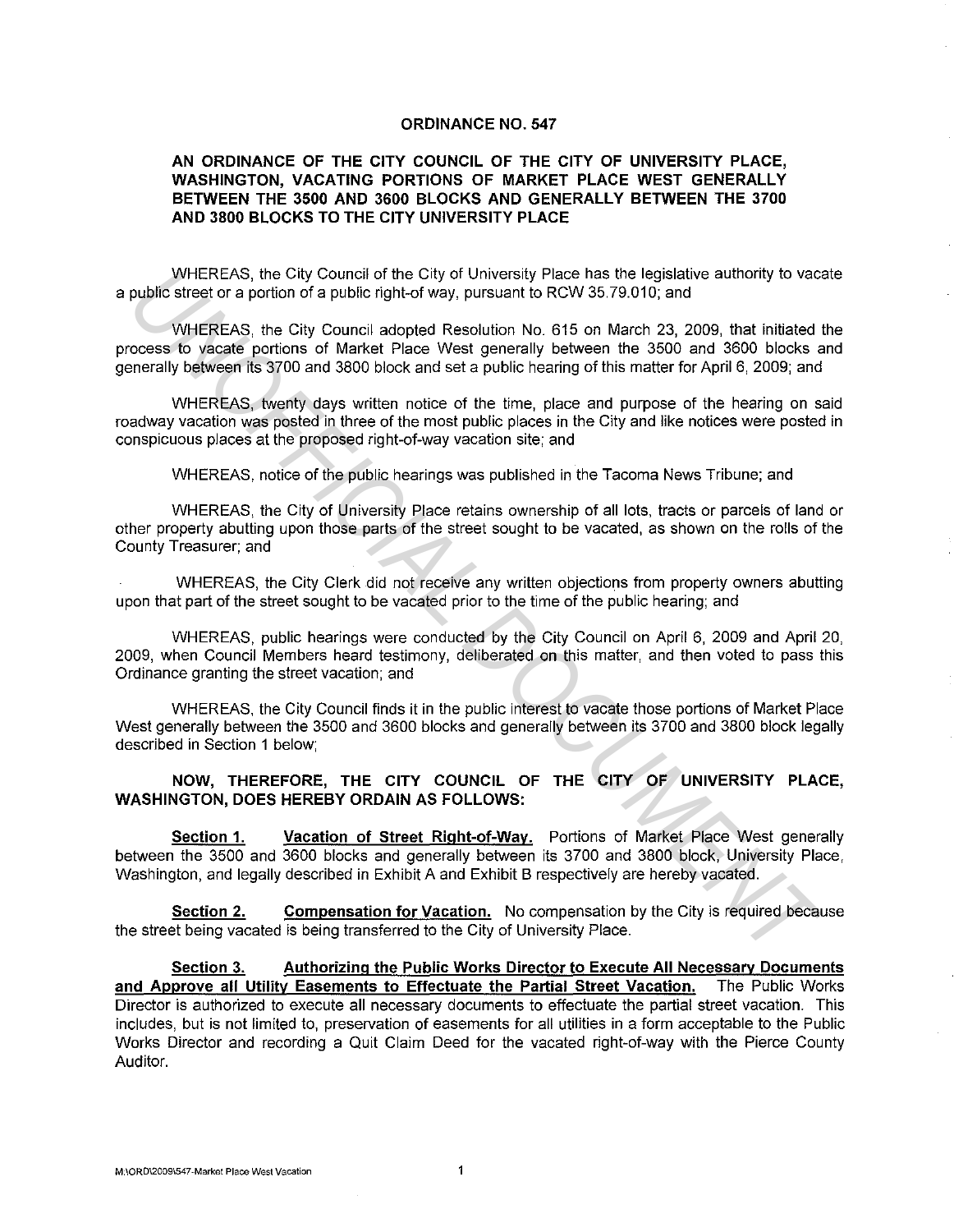**ORDINANCE NO. 547**

**AN ORDINANCE OF THE CITY COUNCIL OF THE CITY OF UNIVERSITY PLACE, WASHINGTON, VACATING PORTIONS OF MARKET PLACE WEST GENERALLY BETWEEN THE 3500 AND 3600 BLOCKS AND GENERALLY BETWEEN THE 3700 AND 3800 BLOCKS TO THE CITY UNIVERSITY PLACE**

WHEREAS, the City Council of the City of University Place has the legislative authority to vacate a public street or a portion of a public right-of way, pursuant to RCW 35.79.010; and

WHEREAS, the City Council adopted Resolution No. 615 on March 23, 2009, that initiated the process to vacate portions of Market Place West generally between the 3500 and 3600 blocks and generally between its 3700 and 3800 block and set a public hearing of this matter for April 6, 2009; and

WHEREAS, twenty days written notice of the time, place and purpose of the hearing on said roadway vacation was posted in three of the most public places in the City and like notices were posted in conspicuous places at the proposed right-of-way vacation site; and

WHEREAS, notice of the public hearings was published in the Tacoma News Tribune; and

WHEREAS, the City of University Place retains ownership of all lots, tracts or parcels of land or other property abutting upon those parts of the street sought to be vacated, as shown on the rolls of the County Treasurer; and

WHEREAS, the City Clerk did not receive any written objections from property owners abutting upon that part of the street sought to be vacated prior to the time of the public hearing; and

WHEREAS, public hearings were conducted by the City Council on April 6, 2009 and April 20, 2009, when Council Members heard testimony, deliberated on this matter, and then voted to pass this Ordinance granting the street vacation; and

WHEREAS, the City Council finds it in the public interest to vacate those portions of Market Place West generally between the 3500 and 3600 blocks and generally between its 3700 and 3800 block legally described in Section 1 below;

**NOW, THEREFORE, THE CITY COUNCIL OF THE CITY OF UNIVERSITY PLACE, WASHINGTON, DOES HEREBY ORDAIN AS FOLLOWS:**

**Section 1. Vacation of Street Right-of-Way.** Portions of Market Place West generally between the 3500 and 3600 blocks and generally between its 3700 and 3800 block, University Place, Washington, and legally described in Exhibit A and Exhibit B respectively are hereby vacated.

**Section 2. Compensation for Vacation.** No compensation by the City is required because the street being vacated is being transferred to the City of University Place.

**Section 3. Authorizing the Public Works Director to Execute All Necessary Documents and Approve all Utility Easements to Effectuate the Partial Street Vacation.** The Public Works Director is authorized to execute all necessary documents to effectuate the partial street vacation. This includes, but is not limited to, preservation of easements for all utilities in a form acceptable to the Public Works Director and recording a Quit Claim Deed for the vacated right-of-way with the Pierce County Auditor.

M:\ORD\2009\547-Market Place West Vacation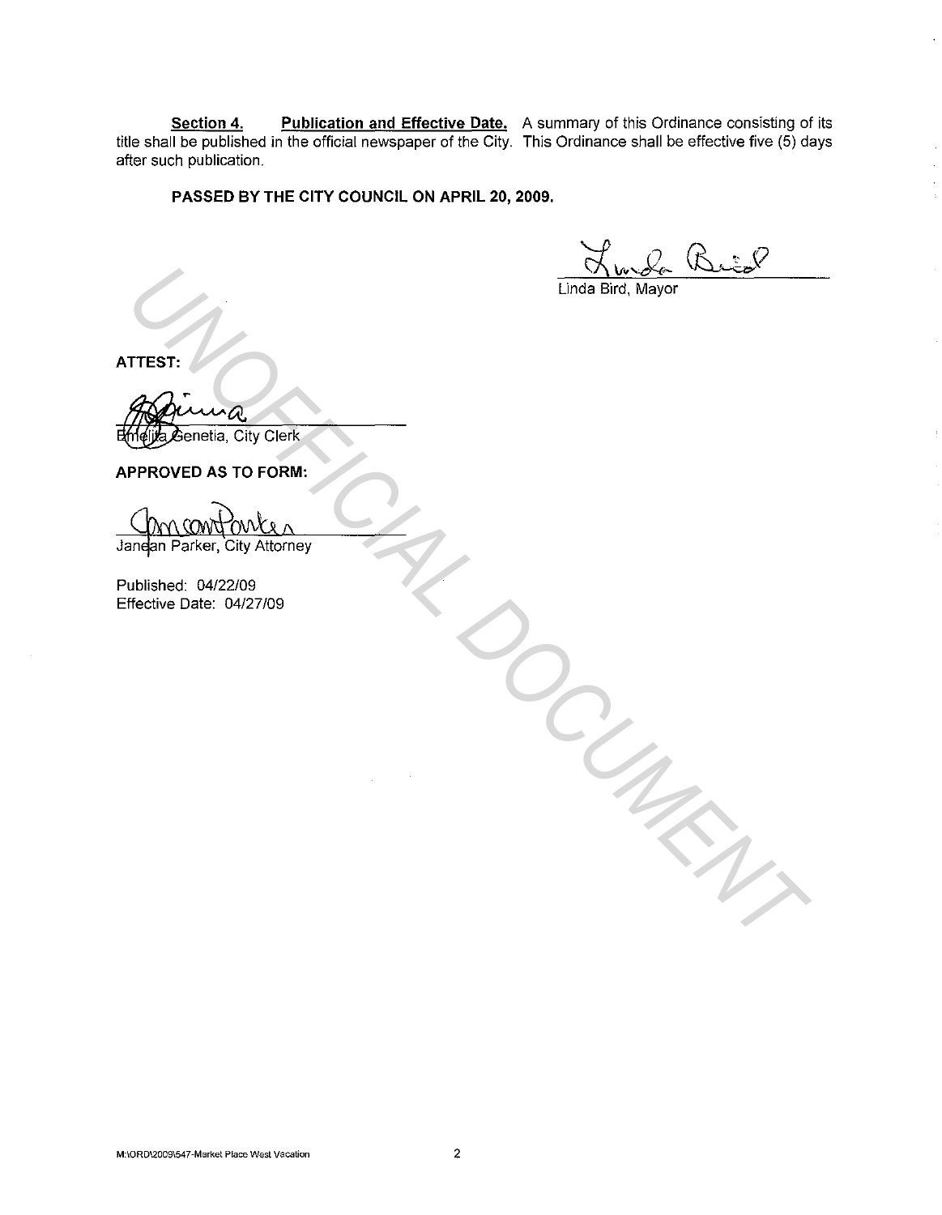**Section 4.** **Publication and Effective Date.** A summary of this Ordinance consisting of its title shall be published in the official newspaper of the City. This Ordinance shall be effective five (5) days after such publication.

**PASSED BY THE CITY COUNCIL ON APRIL 20, 2009.**

Linda Bird, Mayor

**ATTEST:**

Emelita Genetia, City Clerk

**APPROVED AS TO FORM:**

Janean Parker, City Attorney

Published: 04/22/09
Effective Date: 04/27/09

M:\ORD\2009\547-Market Place West Vacation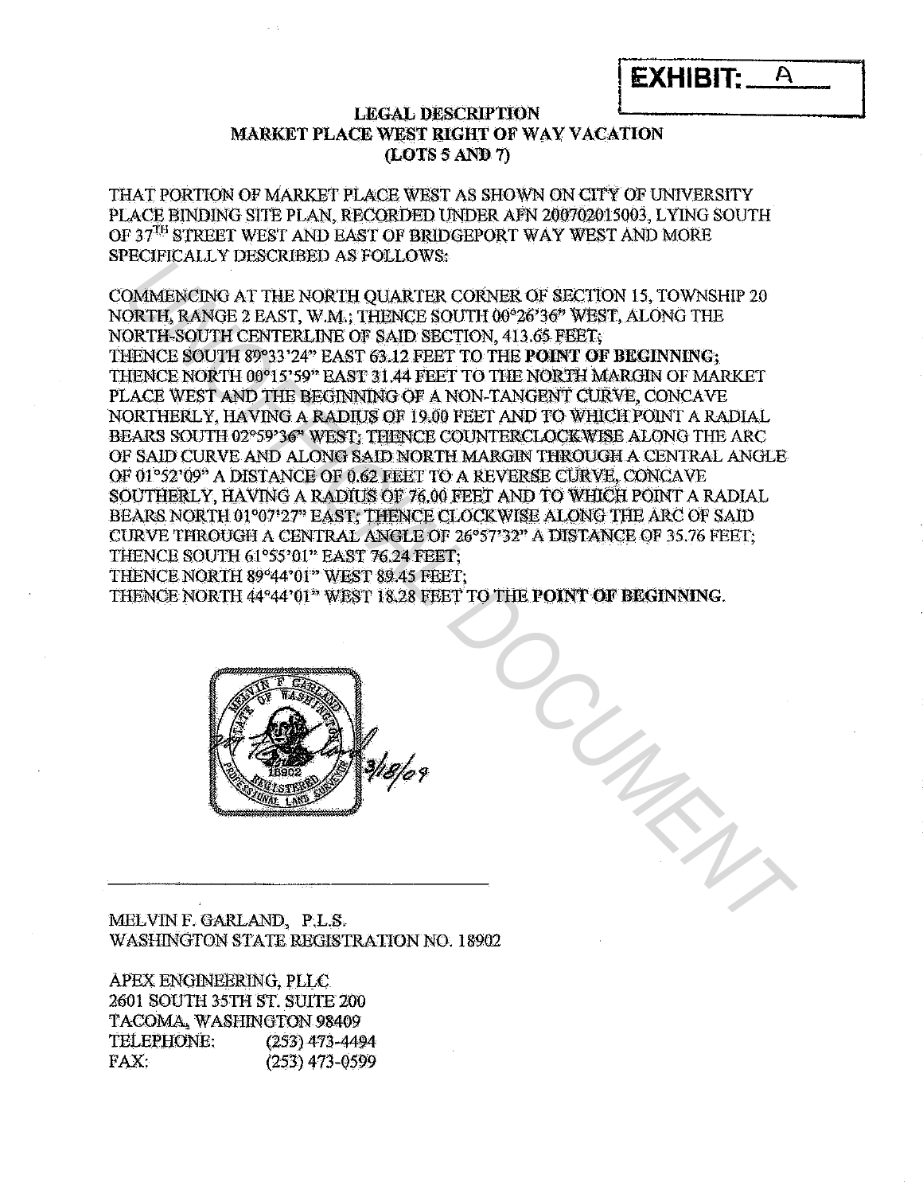**EXHIBIT: A**

**LEGAL DESCRIPTION**
**MARKET PLACE WEST RIGHT OF WAY VACATION**
**(LOTS 5 AND 7)**

THAT PORTION OF MARKET PLACE WEST AS SHOWN ON CITY OF UNIVERSITY PLACE BINDING SITE PLAN, RECORDED UNDER AFN 200702015003, LYING SOUTH OF 37TH STREET WEST AND EAST OF BRIDGEPORT WAY WEST AND MORE SPECIFICALLY DESCRIBED AS FOLLOWS:

COMMENCING AT THE NORTH QUARTER CORNER OF SECTION 15, TOWNSHIP 20 NORTH, RANGE 2 EAST, W.M.; THENCE SOUTH 00°26'36" WEST, ALONG THE NORTH-SOUTH CENTERLINE OF SAID SECTION, 413.65 FEET;
THENCE SOUTH 89°33'24" EAST 63.12 FEET TO THE **POINT OF BEGINNING**;
THENCE NORTH 00°15'59" EAST 31.44 FEET TO THE NORTH MARGIN OF MARKET PLACE WEST AND THE BEGINNING OF A NON-TANGENT CURVE, CONCAVE NORTHERLY, HAVING A RADIUS OF 19.00 FEET AND TO WHICH POINT A RADIAL BEARS SOUTH 02°59'36" WEST; THENCE COUNTERCLOCKWISE ALONG THE ARC OF SAID CURVE AND ALONG SAID NORTH MARGIN THROUGH A CENTRAL ANGLE OF 01°52'09" A DISTANCE OF 0.62 FEET TO A REVERSE CURVE, CONCAVE SOUTHERLY, HAVING A RADIUS OF 76.00 FEET AND TO WHICH POINT A RADIAL BEARS NORTH 01°07'27" EAST; THENCE CLOCKWISE ALONG THE ARC OF SAID CURVE THROUGH A CENTRAL ANGLE OF 26°57'32" A DISTANCE OF 35.76 FEET;
THENCE SOUTH 61°55'01" EAST 76.24 FEET;
THENCE NORTH 89°44'01" WEST 89.45 FEET;
THENCE NORTH 44°44'01" WEST 18.28 FEET TO THE **POINT OF BEGINNING**.

MELVIN F GARLAND
STATE OF WASHINGTON
18902
REGISTERED
PROFESSIONAL LAND SURVEYOR

3/18/09

MELVIN F. GARLAND, P.L.S.
WASHINGTON STATE REGISTRATION NO. 18902

APEX ENGINEERING, PLLC
2601 SOUTH 35TH ST. SUITE 200
TACOMA, WASHINGTON 98409
TELEPHONE: (253) 473-4494
FAX: (253) 473-0599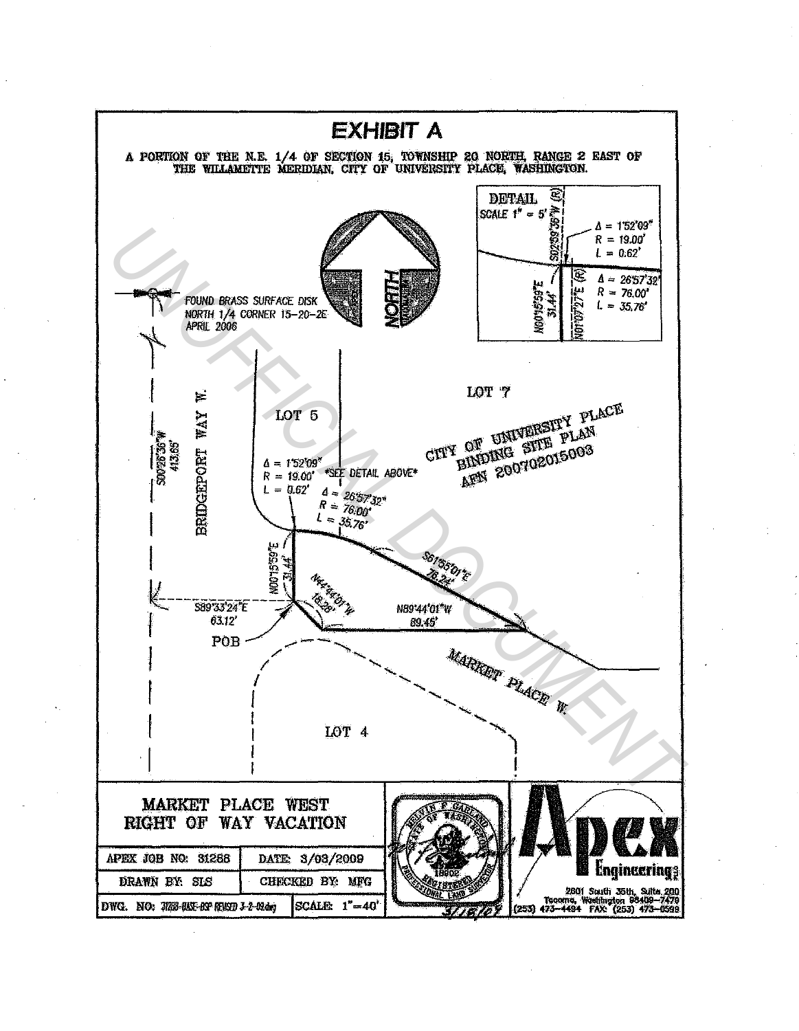# EXHIBIT A

A PORTION OF THE N.E. 1/4 OF SECTION 15, TOWNSHIP 20 NORTH, RANGE 2 EAST OF THE WILLAMETTE MERIDIAN, CITY OF UNIVERSITY PLACE, WASHINGTON.

DETAIL
SCALE 1" = 5'

S02°59'36"W (R)

Δ = 1°52'09"
R = 19.00'
L = 0.62'

Δ = 26°57'32"
R = 76.00'
L = 35.76'

N00°15'59"E 31.44'

N01°07'27"E (R)

NORTH

FOUND BRASS SURFACE DISK
NORTH 1/4 CORNER 15-20-2E
APRIL 2006

LOT 7

LOT 5

BRIDGEPORT WAY W.

S00°26'36"W 413.65'

CITY OF UNIVERSITY PLACE
BINDING SITE PLAN
AFN 200702015003

Δ = 1°52'09"
R = 19.00'
L = 0.62'

*SEE DETAIL ABOVE*

Δ = 26°57'32"
R = 76.00'
L = 35.76'

S61°55'01"E 76.24'

N00°15'59"E 31.44'

N44°44'01"W 18.28'

S89°33'24"E 63.12'

N89°44'01"W 89.45'

POB

MARKET PLACE W.

LOT 4

UNOFFICIAL DOCUMENT

| MARKET PLACE WEST RIGHT OF WAY VACATION | |
|---|---|
| APEX JOB NO: 31268 | DATE: 3/03/2009 |
| DRAWN BY: SLS | CHECKED BY: MFG |
| DWG. NO: 31268-BASE-BSP REVISED 3-2-09.dwg | SCALE: 1"=40' |

MELVIN F. GARLAND
STATE OF WASHINGTON
18902
REGISTERED PROFESSIONAL LAND SURVEYOR
3/16/09

Apex Engineering PLLC
2601 South 35th, Suite 200
Tacoma, Washington 98409-7479
(253) 473-4494 FAX: (253) 473-0599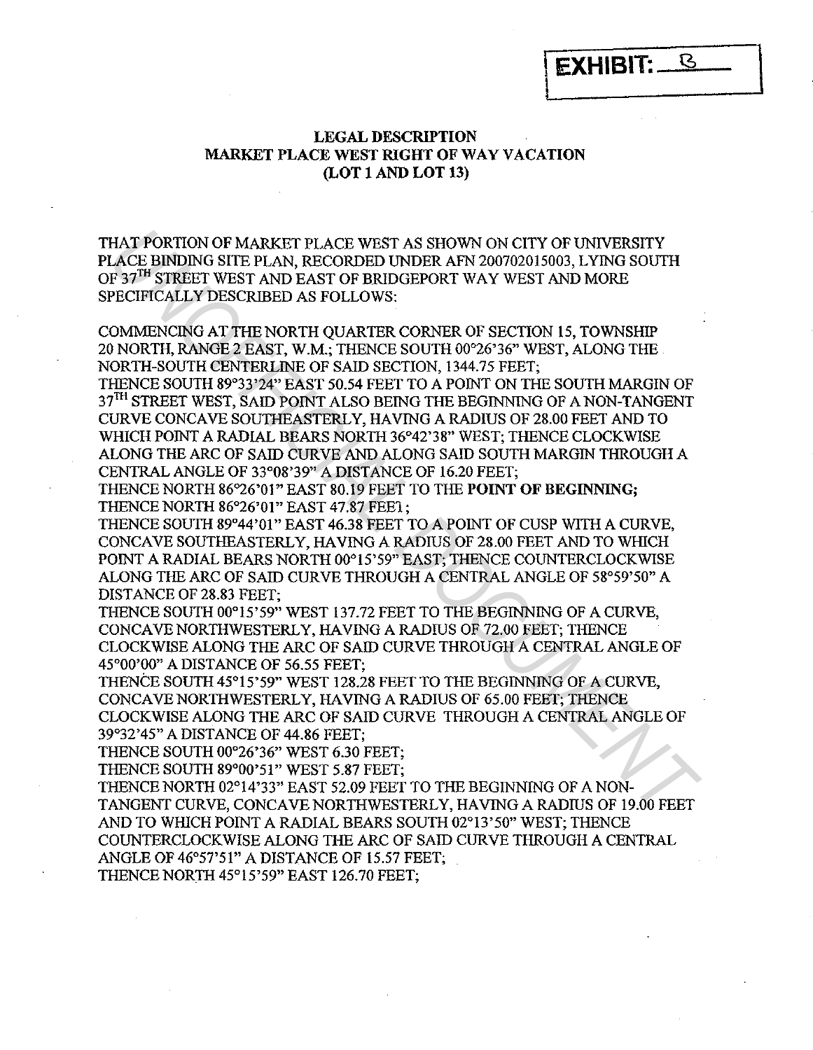**EXHIBIT: B**

**LEGAL DESCRIPTION**
**MARKET PLACE WEST RIGHT OF WAY VACATION**
**(LOT 1 AND LOT 13)**

THAT PORTION OF MARKET PLACE WEST AS SHOWN ON CITY OF UNIVERSITY PLACE BINDING SITE PLAN, RECORDED UNDER AFN 200702015003, LYING SOUTH OF 37TH STREET WEST AND EAST OF BRIDGEPORT WAY WEST AND MORE SPECIFICALLY DESCRIBED AS FOLLOWS:

COMMENCING AT THE NORTH QUARTER CORNER OF SECTION 15, TOWNSHIP 20 NORTH, RANGE 2 EAST, W.M.; THENCE SOUTH 00°26'36" WEST, ALONG THE NORTH-SOUTH CENTERLINE OF SAID SECTION, 1344.75 FEET;
THENCE SOUTH 89°33'24" EAST 50.54 FEET TO A POINT ON THE SOUTH MARGIN OF 37TH STREET WEST, SAID POINT ALSO BEING THE BEGINNING OF A NON-TANGENT CURVE CONCAVE SOUTHEASTERLY, HAVING A RADIUS OF 28.00 FEET AND TO WHICH POINT A RADIAL BEARS NORTH 36°42'38" WEST; THENCE CLOCKWISE ALONG THE ARC OF SAID CURVE AND ALONG SAID SOUTH MARGIN THROUGH A CENTRAL ANGLE OF 33°08'39" A DISTANCE OF 16.20 FEET;
THENCE NORTH 86°26'01" EAST 80.19 FEET TO THE **POINT OF BEGINNING;**
THENCE NORTH 86°26'01" EAST 47.87 FEET;
THENCE SOUTH 89°44'01" EAST 46.38 FEET TO A POINT OF CUSP WITH A CURVE, CONCAVE SOUTHEASTERLY, HAVING A RADIUS OF 28.00 FEET AND TO WHICH POINT A RADIAL BEARS NORTH 00°15'59" EAST; THENCE COUNTERCLOCKWISE ALONG THE ARC OF SAID CURVE THROUGH A CENTRAL ANGLE OF 58°59'50" A DISTANCE OF 28.83 FEET;
THENCE SOUTH 00°15'59" WEST 137.72 FEET TO THE BEGINNING OF A CURVE, CONCAVE NORTHWESTERLY, HAVING A RADIUS OF 72.00 FEET; THENCE CLOCKWISE ALONG THE ARC OF SAID CURVE THROUGH A CENTRAL ANGLE OF 45°00'00" A DISTANCE OF 56.55 FEET;
THENCE SOUTH 45°15'59" WEST 128.28 FEET TO THE BEGINNING OF A CURVE, CONCAVE NORTHWESTERLY, HAVING A RADIUS OF 65.00 FEET; THENCE CLOCKWISE ALONG THE ARC OF SAID CURVE THROUGH A CENTRAL ANGLE OF 39°32'45" A DISTANCE OF 44.86 FEET;
THENCE SOUTH 00°26'36" WEST 6.30 FEET;
THENCE SOUTH 89°00'51" WEST 5.87 FEET;
THENCE NORTH 02°14'33" EAST 52.09 FEET TO THE BEGINNING OF A NON-TANGENT CURVE, CONCAVE NORTHWESTERLY, HAVING A RADIUS OF 19.00 FEET AND TO WHICH POINT A RADIAL BEARS SOUTH 02°13'50" WEST; THENCE COUNTERCLOCKWISE ALONG THE ARC OF SAID CURVE THROUGH A CENTRAL ANGLE OF 46°57'51" A DISTANCE OF 15.57 FEET;
THENCE NORTH 45°15'59" EAST 126.70 FEET;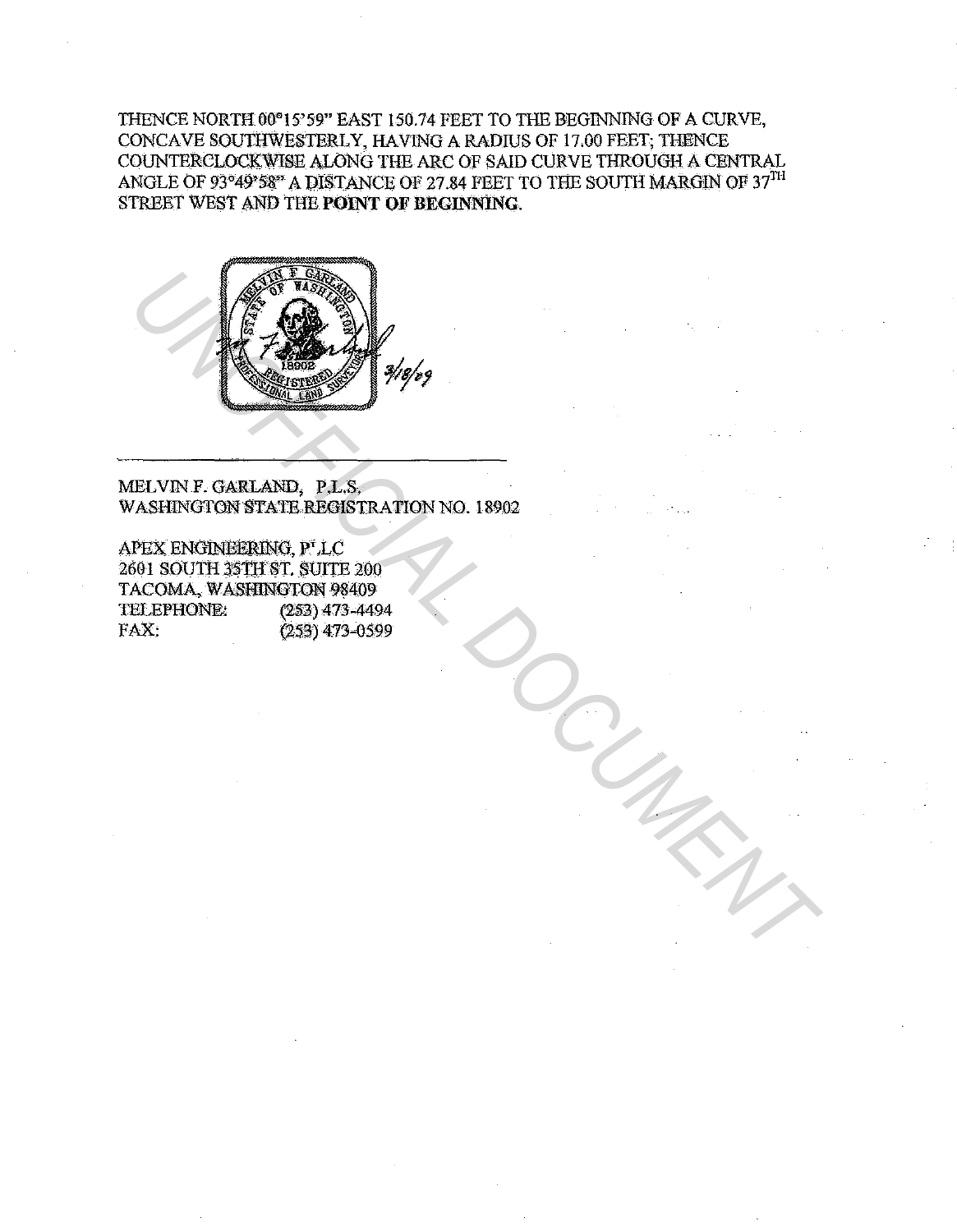THENCE NORTH 00°15'59" EAST 150.74 FEET TO THE BEGINNING OF A CURVE, CONCAVE SOUTHWESTERLY, HAVING A RADIUS OF 17.00 FEET; THENCE COUNTERCLOCKWISE ALONG THE ARC OF SAID CURVE THROUGH A CENTRAL ANGLE OF 93°49'58" A DISTANCE OF 27.84 FEET TO THE SOUTH MARGIN OF 37TH STREET WEST AND THE **POINT OF BEGINNING**.

MELVIN F. GARLAND
STATE OF WASHINGTON
18902
REGISTERED
PROFESSIONAL LAND SURVEYOR

3/18/09

MELVIN F. GARLAND, P.L.S.
WASHINGTON STATE REGISTRATION NO. 18902

APEX ENGINEERING, PLLC
2601 SOUTH 35TH ST. SUITE 200
TACOMA, WASHINGTON 98409
TELEPHONE: (253) 473-4494
FAX: (253) 473-0599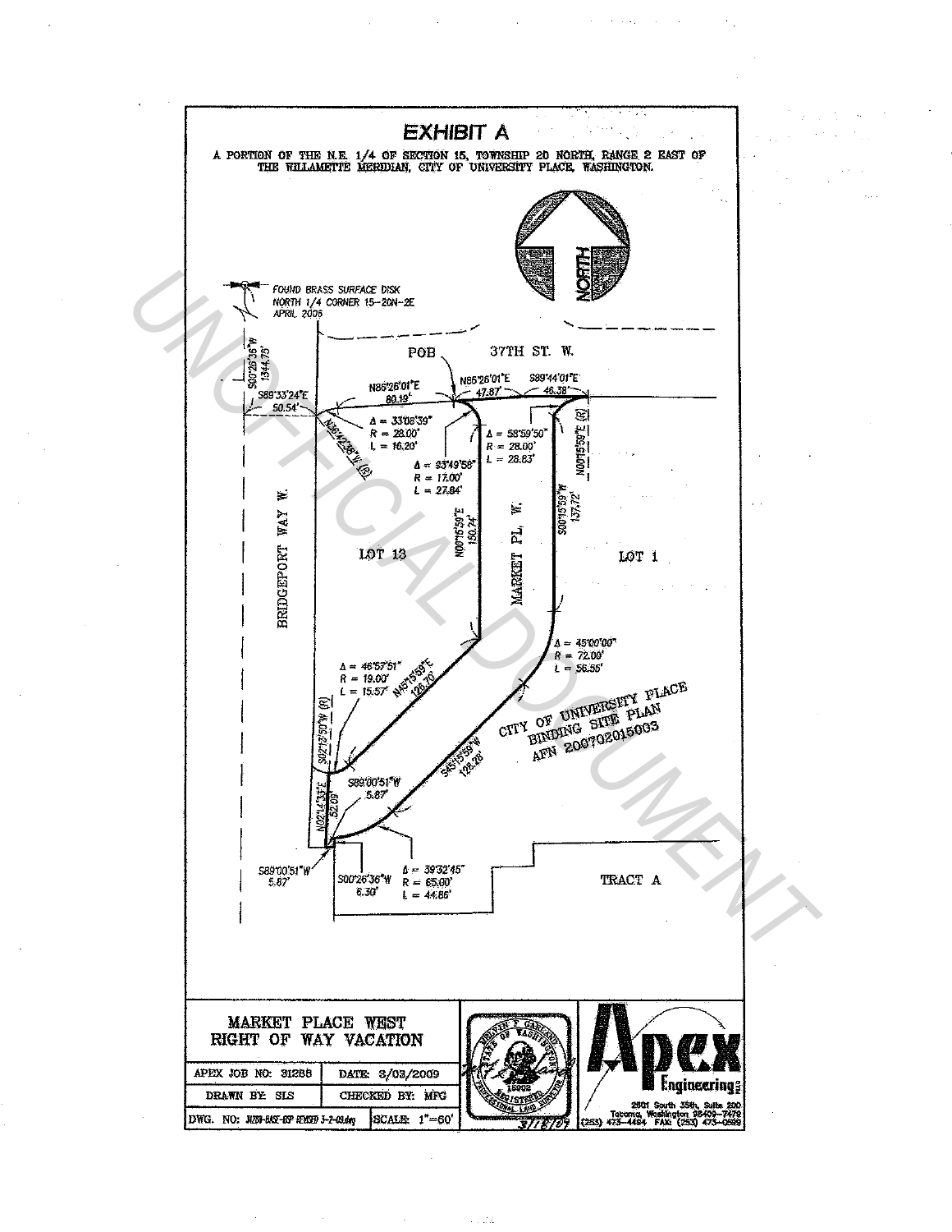# EXHIBIT A

A PORTION OF THE N.E. 1/4 OF SECTION 15, TOWNSHIP 20 NORTH, RANGE 2 EAST OF THE WILLAMETTE MERIDIAN, CITY OF UNIVERSITY PLACE, WASHINGTON.

NORTH

FOUND BRASS SURFACE DISK
NORTH 1/4 CORNER 15-20N-2E
APRIL 2005

S00°26'36"W
1344.75'

POB

37TH ST. W.

S89°33'24"E
50.54'

N86°26'01"E
80.19'

N86°26'01"E
47.87'

S89°44'01"E
46.38'

N56°42'38"W (R)

Δ = 33°06'39"
R = 28.00'
L = 16.20'

Δ = 93°49'58"
R = 17.00'
L = 27.84'

Δ = 58°59'50"
R = 28.00'
L = 28.83'

N00°15'59"E (R)

N00°15'59"E
150.24'

S00°15'59"W
137.72'

BRIDGEPORT WAY W.

LOT 13

MARKET PL. W.

LOT 1

Δ = 45°00'00"
R = 72.00'
L = 56.55'

Δ = 46°57'51"
R = 19.00'
L = 15.57'

N45°15'59"E
126.70'

S02°13'50"W (R)

CITY OF UNIVERSITY PLACE
BINDING SITE PLAN
AFN 200702015003

S45°15'59"W
128.28'

S89°00'51"W
5.87'

N02°14'37"E
52.09'

S89°00'51"W
5.87'

S00°26'36"W
6.30'

Δ = 39°32'45"
R = 65.00'
L = 44.86'

TRACT A

| MARKET PLACE WEST RIGHT OF WAY VACATION | |
|---|---|
| APEX JOB NO: 31288 | DATE: 3/03/2009 |
| DRAWN BY: SLS | CHECKED BY: MFG |
| DWG. NO: 31288-BASE-BSP REVISED 3-2-09.dwg | SCALE: 1"=60' |

MELVIN F. GARLAND
STATE OF WASHINGTON
16002
REGISTERED PROFESSIONAL LAND SURVEYOR
3/18/09

Apex Engineering PLLC
2601 South 35th, Suite 200
Tacoma, Washington 98409-7479
(253) 473-4494 FAX: (253) 473-0599

UNOFFICIAL DOCUMENT